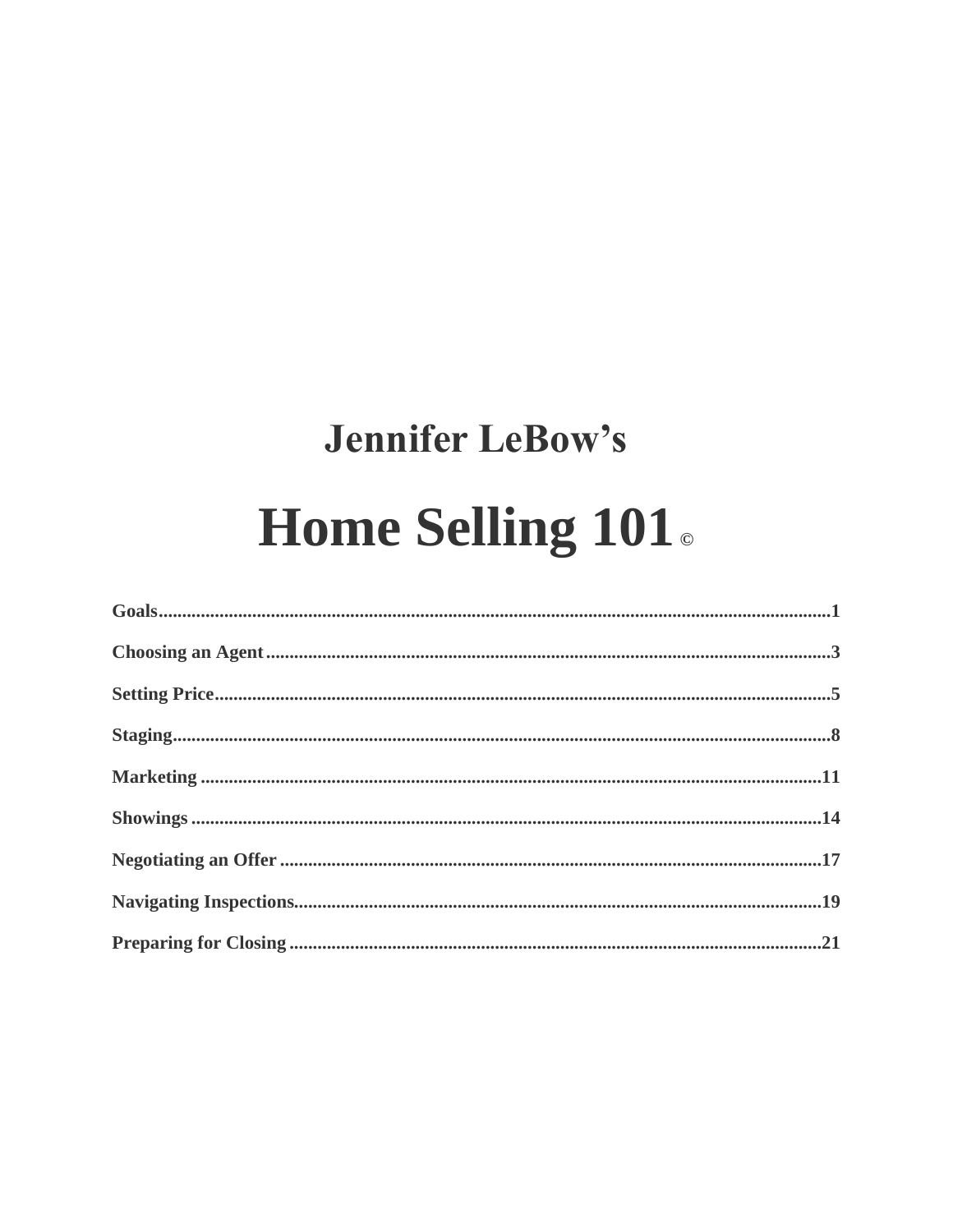## Jennifer LeBow's

# Home Selling 101 ©

**Goals**.......................................................................................................................................**1**

**Choosing an Agent**...................................................................................................................**3**

**Setting Price**..............................................................................................................................**5**

**Staging**.......................................................................................................................................**8**

**Marketing** ................................................................................................................................**11**

**Showings** .................................................................................................................................**14**

**Negotiating an Offer** ..............................................................................................................**17**

**Navigating Inspections**...........................................................................................................**19**

**Preparing for Closing** ............................................................................................................**21**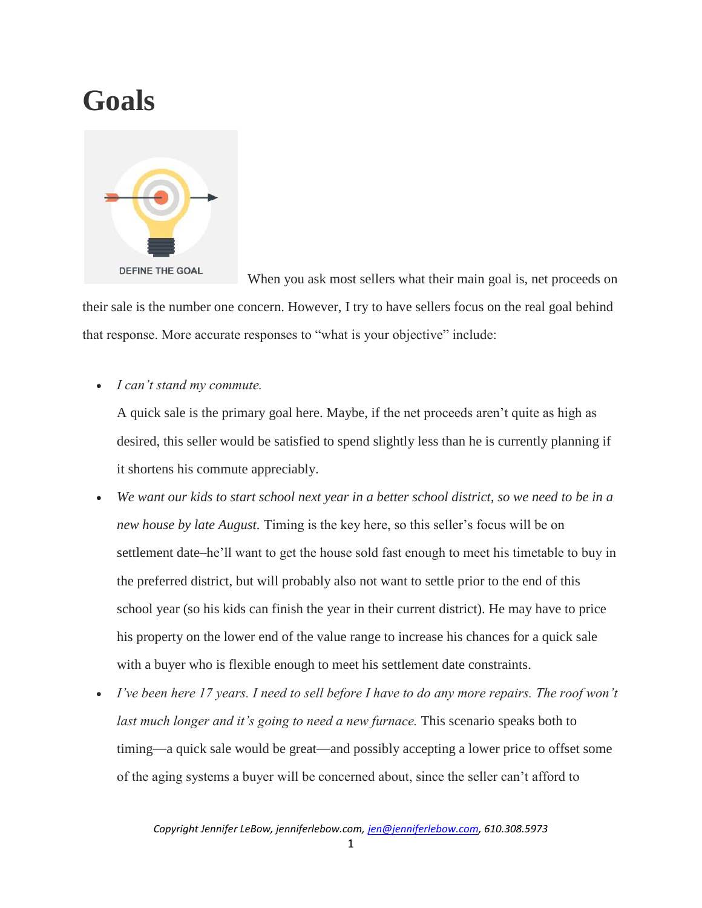# Goals

When you ask most sellers what their main goal is, net proceeds on their sale is the number one concern. However, I try to have sellers focus on the real goal behind that response. More accurate responses to "what is your objective" include:

- *I can't stand my commute.*

  A quick sale is the primary goal here. Maybe, if the net proceeds aren't quite as high as desired, this seller would be satisfied to spend slightly less than he is currently planning if it shortens his commute appreciably.
- *We want our kids to start school next year in a better school district, so we need to be in a new house by late August.* Timing is the key here, so this seller's focus will be on settlement date–he'll want to get the house sold fast enough to meet his timetable to buy in the preferred district, but will probably also not want to settle prior to the end of this school year (so his kids can finish the year in their current district). He may have to price his property on the lower end of the value range to increase his chances for a quick sale with a buyer who is flexible enough to meet his settlement date constraints.
- *I've been here 17 years. I need to sell before I have to do any more repairs. The roof won't last much longer and it's going to need a new furnace.* This scenario speaks both to timing—a quick sale would be great—and possibly accepting a lower price to offset some of the aging systems a buyer will be concerned about, since the seller can't afford to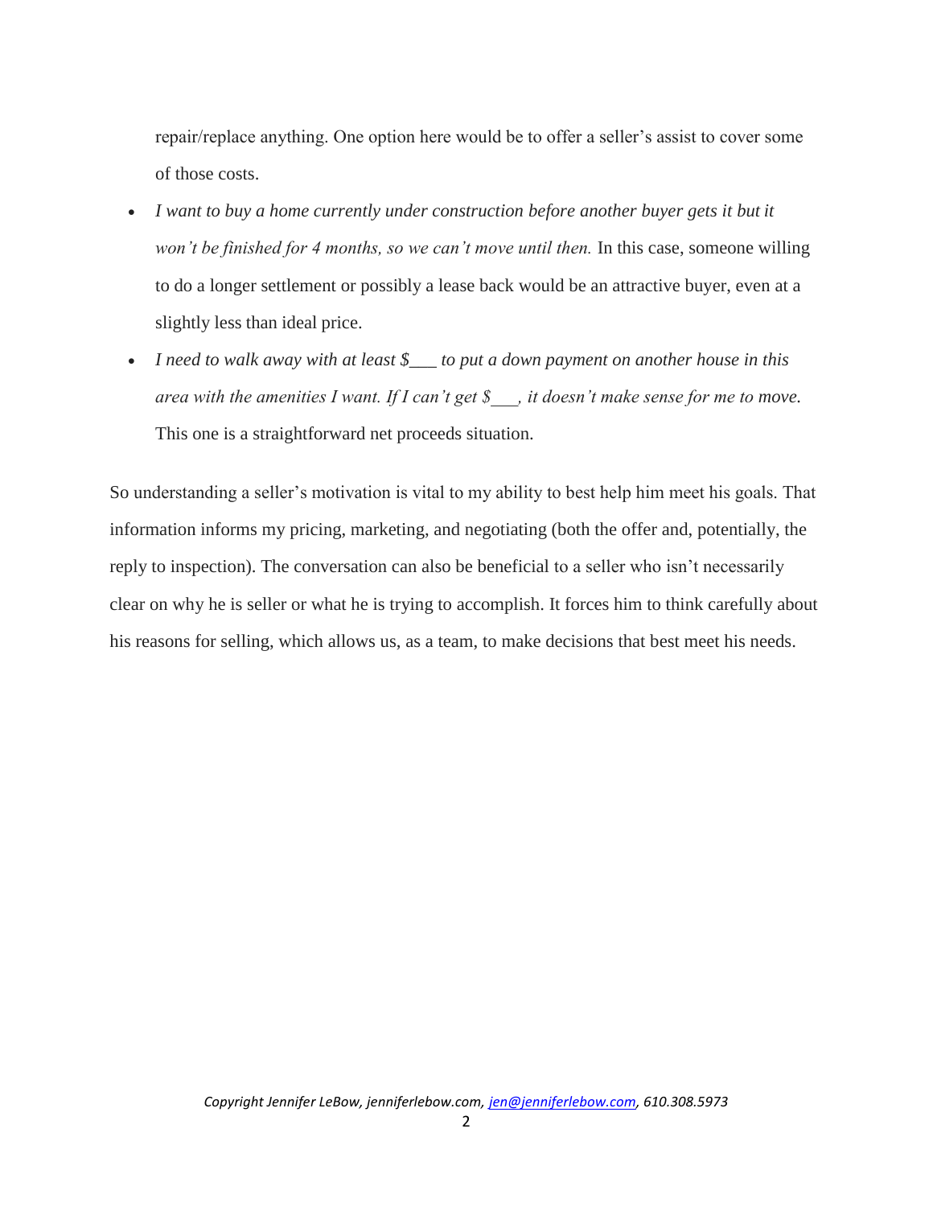repair/replace anything. One option here would be to offer a seller's assist to cover some of those costs.

- *I want to buy a home currently under construction before another buyer gets it but it won't be finished for 4 months, so we can't move until then.* In this case, someone willing to do a longer settlement or possibly a lease back would be an attractive buyer, even at a slightly less than ideal price.
- *I need to walk away with at least $___ to put a down payment on another house in this area with the amenities I want. If I can't get $___, it doesn't make sense for me to move.* This one is a straightforward net proceeds situation.

So understanding a seller's motivation is vital to my ability to best help him meet his goals. That information informs my pricing, marketing, and negotiating (both the offer and, potentially, the reply to inspection). The conversation can also be beneficial to a seller who isn't necessarily clear on why he is seller or what he is trying to accomplish. It forces him to think carefully about his reasons for selling, which allows us, as a team, to make decisions that best meet his needs.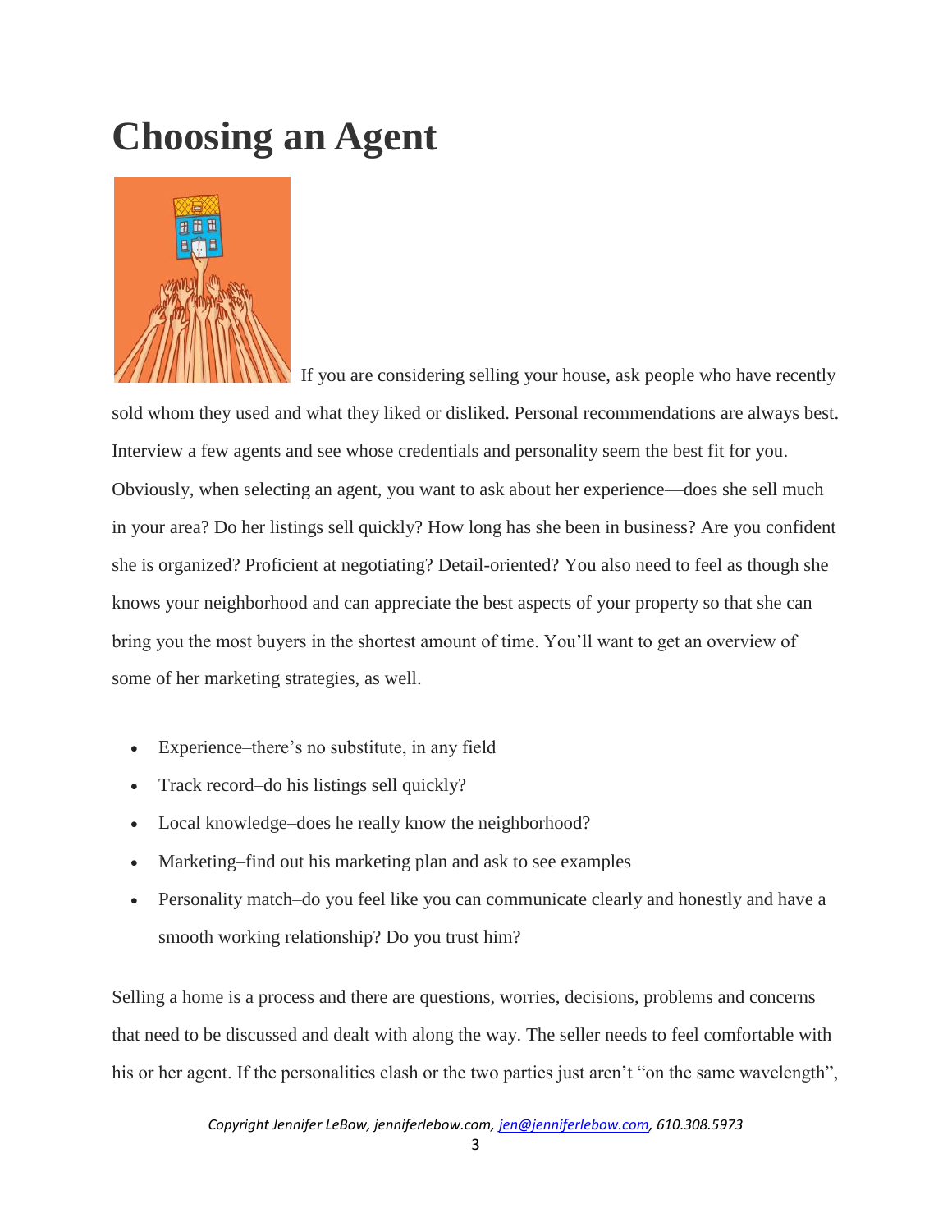# Choosing an Agent

If you are considering selling your house, ask people who have recently sold whom they used and what they liked or disliked. Personal recommendations are always best. Interview a few agents and see whose credentials and personality seem the best fit for you. Obviously, when selecting an agent, you want to ask about her experience—does she sell much in your area? Do her listings sell quickly? How long has she been in business? Are you confident she is organized? Proficient at negotiating? Detail-oriented? You also need to feel as though she knows your neighborhood and can appreciate the best aspects of your property so that she can bring you the most buyers in the shortest amount of time. You'll want to get an overview of some of her marketing strategies, as well.

- Experience–there's no substitute, in any field
- Track record–do his listings sell quickly?
- Local knowledge–does he really know the neighborhood?
- Marketing–find out his marketing plan and ask to see examples
- Personality match–do you feel like you can communicate clearly and honestly and have a smooth working relationship? Do you trust him?

Selling a home is a process and there are questions, worries, decisions, problems and concerns that need to be discussed and dealt with along the way. The seller needs to feel comfortable with his or her agent. If the personalities clash or the two parties just aren't "on the same wavelength",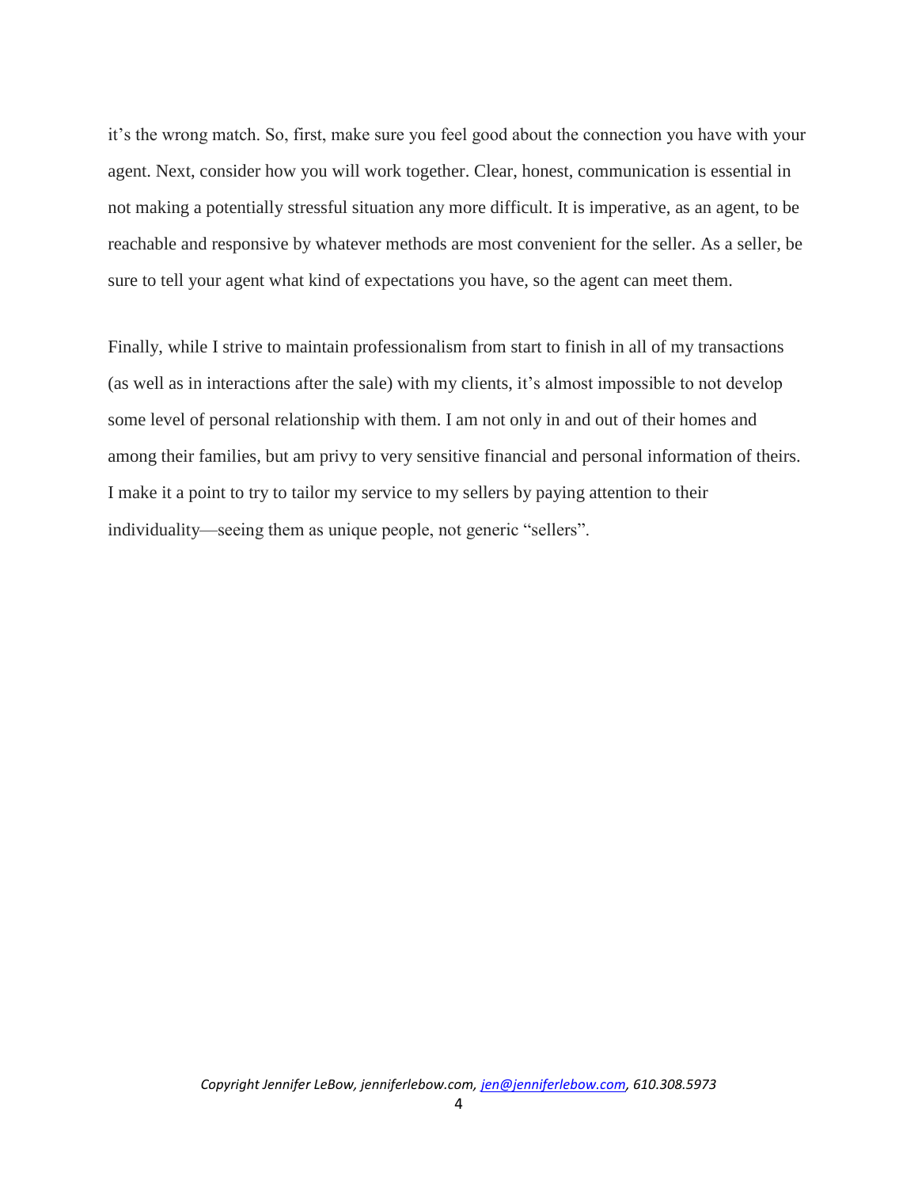it's the wrong match. So, first, make sure you feel good about the connection you have with your agent. Next, consider how you will work together. Clear, honest, communication is essential in not making a potentially stressful situation any more difficult. It is imperative, as an agent, to be reachable and responsive by whatever methods are most convenient for the seller. As a seller, be sure to tell your agent what kind of expectations you have, so the agent can meet them.

Finally, while I strive to maintain professionalism from start to finish in all of my transactions (as well as in interactions after the sale) with my clients, it's almost impossible to not develop some level of personal relationship with them. I am not only in and out of their homes and among their families, but am privy to very sensitive financial and personal information of theirs. I make it a point to try to tailor my service to my sellers by paying attention to their individuality—seeing them as unique people, not generic "sellers".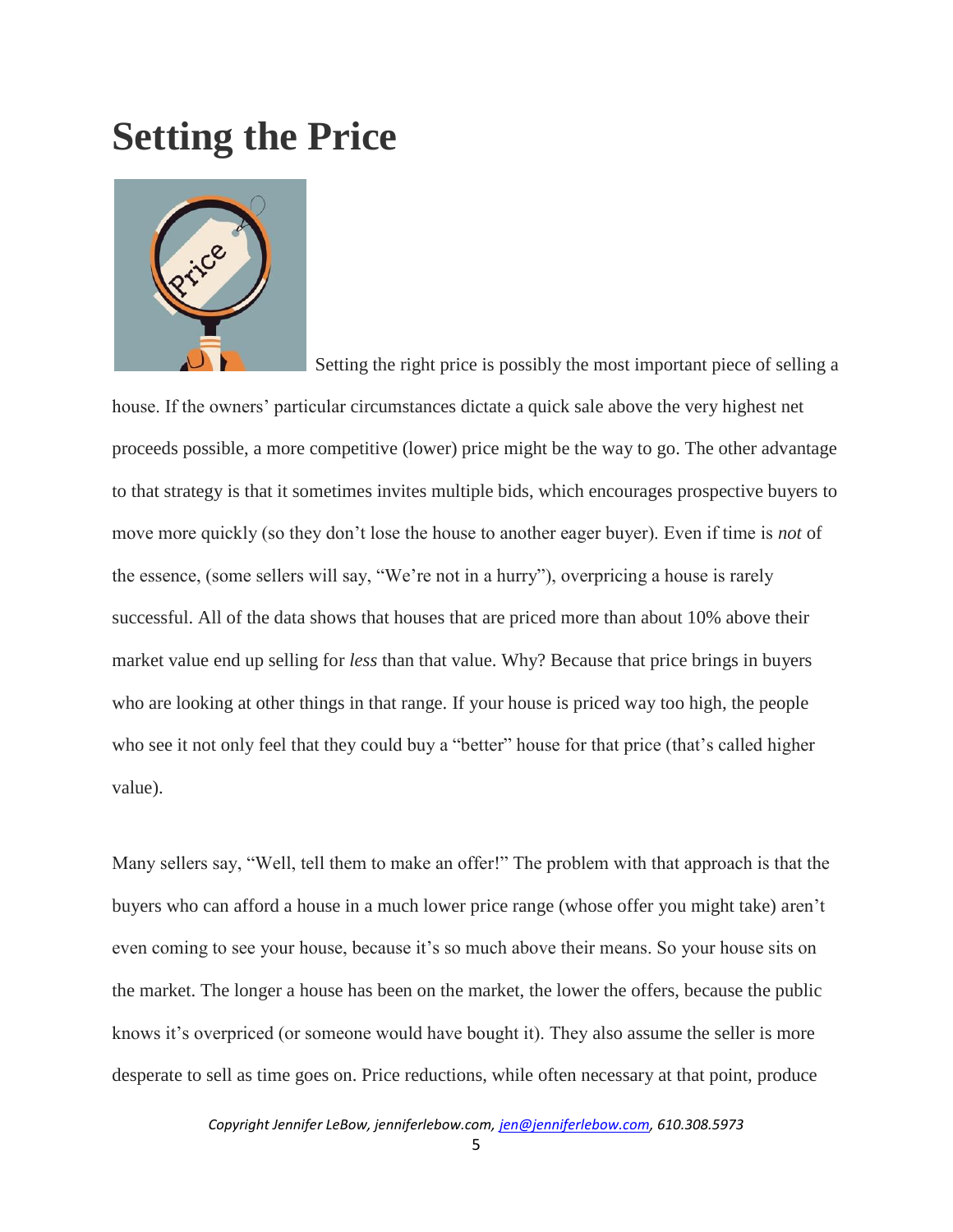# Setting the Price

Setting the right price is possibly the most important piece of selling a house. If the owners' particular circumstances dictate a quick sale above the very highest net proceeds possible, a more competitive (lower) price might be the way to go. The other advantage to that strategy is that it sometimes invites multiple bids, which encourages prospective buyers to move more quickly (so they don't lose the house to another eager buyer). Even if time is *not* of the essence, (some sellers will say, "We're not in a hurry"), overpricing a house is rarely successful. All of the data shows that houses that are priced more than about 10% above their market value end up selling for *less* than that value. Why? Because that price brings in buyers who are looking at other things in that range. If your house is priced way too high, the people who see it not only feel that they could buy a "better" house for that price (that's called higher value).

Many sellers say, "Well, tell them to make an offer!" The problem with that approach is that the buyers who can afford a house in a much lower price range (whose offer you might take) aren't even coming to see your house, because it's so much above their means. So your house sits on the market. The longer a house has been on the market, the lower the offers, because the public knows it's overpriced (or someone would have bought it). They also assume the seller is more desperate to sell as time goes on. Price reductions, while often necessary at that point, produce

*Copyright Jennifer LeBow, jenniferlebow.com, jen@jenniferlebow.com, 610.308.5973*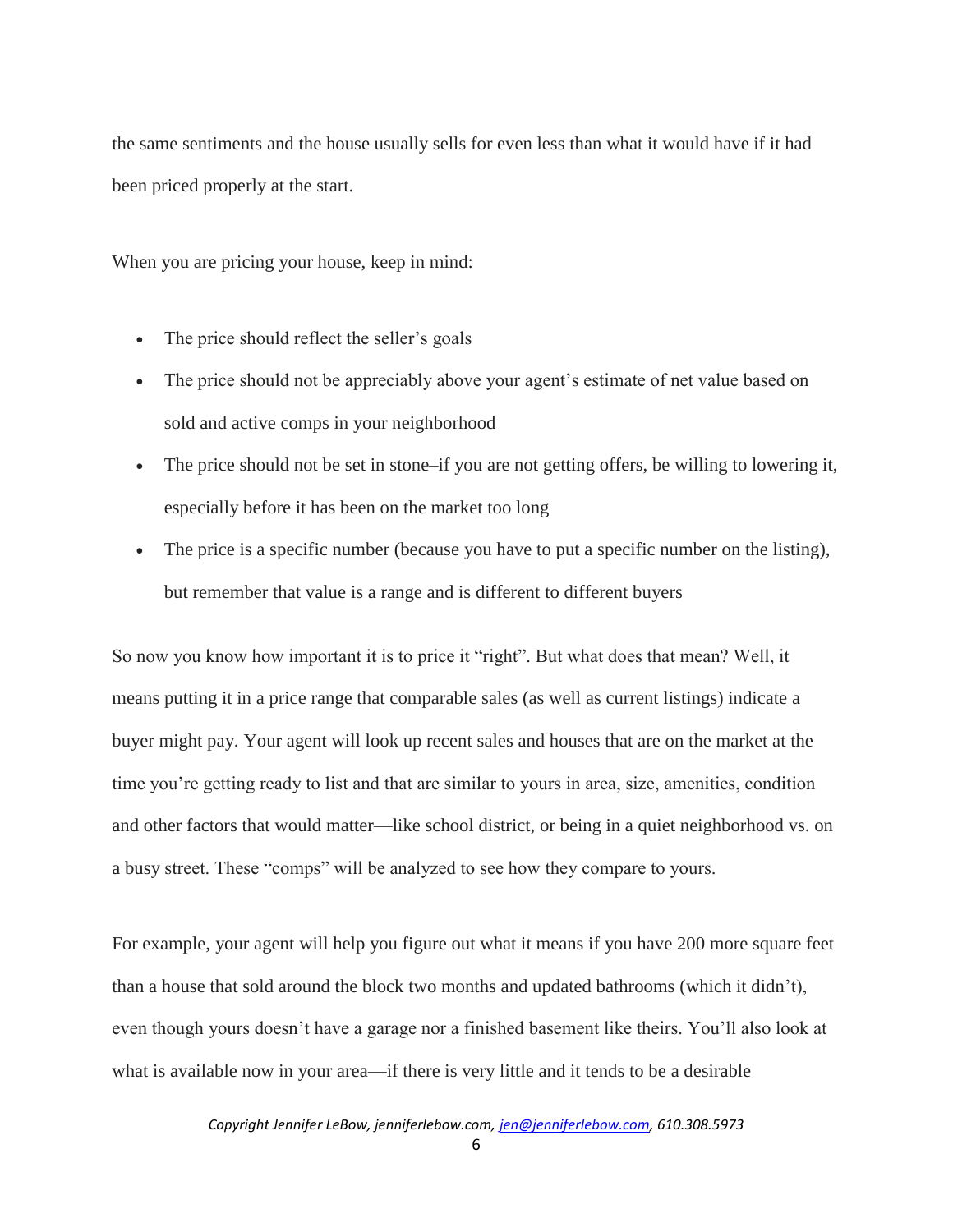the same sentiments and the house usually sells for even less than what it would have if it had been priced properly at the start.

When you are pricing your house, keep in mind:

- The price should reflect the seller's goals
- The price should not be appreciably above your agent's estimate of net value based on sold and active comps in your neighborhood
- The price should not be set in stone–if you are not getting offers, be willing to lowering it, especially before it has been on the market too long
- The price is a specific number (because you have to put a specific number on the listing), but remember that value is a range and is different to different buyers

So now you know how important it is to price it "right". But what does that mean? Well, it means putting it in a price range that comparable sales (as well as current listings) indicate a buyer might pay. Your agent will look up recent sales and houses that are on the market at the time you're getting ready to list and that are similar to yours in area, size, amenities, condition and other factors that would matter—like school district, or being in a quiet neighborhood vs. on a busy street. These "comps" will be analyzed to see how they compare to yours.

For example, your agent will help you figure out what it means if you have 200 more square feet than a house that sold around the block two months and updated bathrooms (which it didn't), even though yours doesn't have a garage nor a finished basement like theirs. You'll also look at what is available now in your area—if there is very little and it tends to be a desirable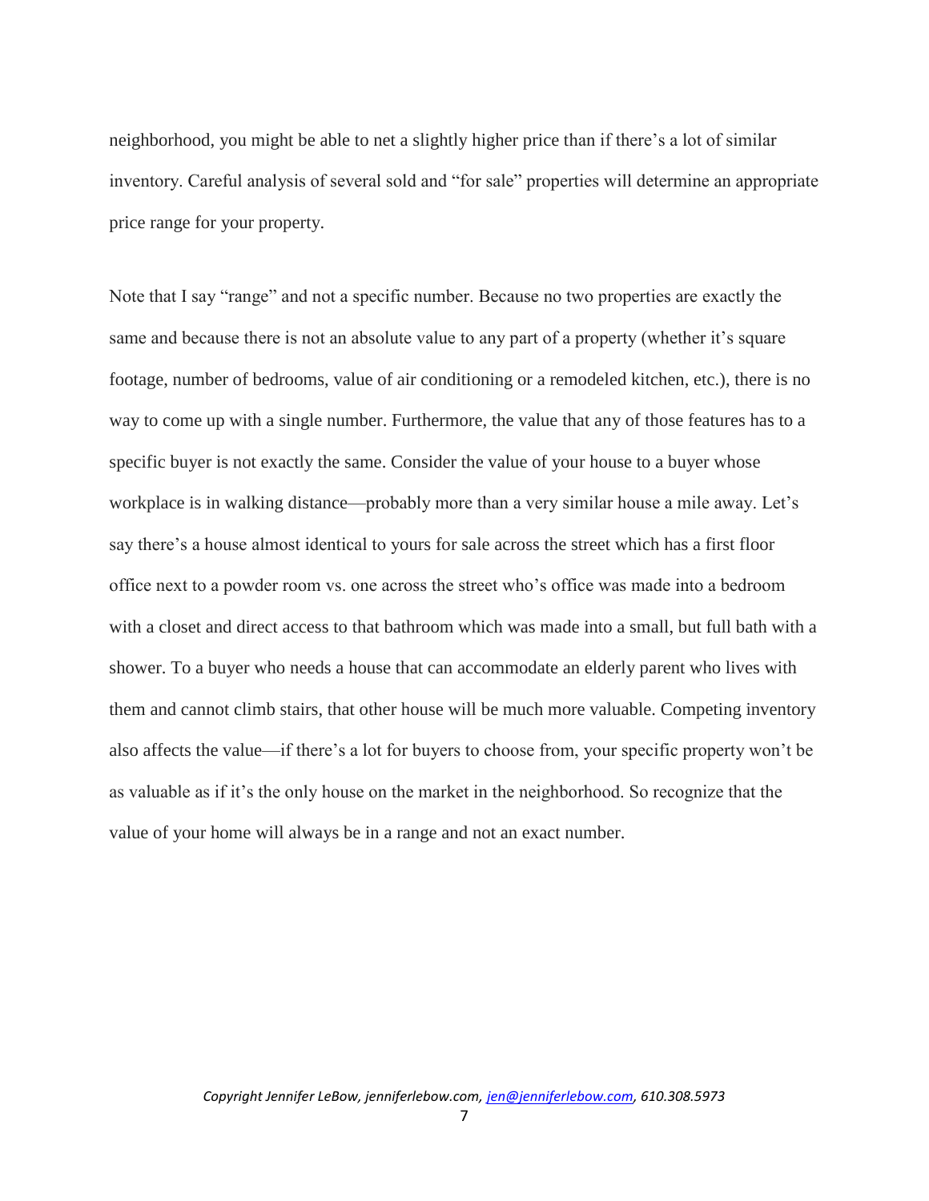neighborhood, you might be able to net a slightly higher price than if there's a lot of similar inventory. Careful analysis of several sold and "for sale" properties will determine an appropriate price range for your property.

Note that I say "range" and not a specific number. Because no two properties are exactly the same and because there is not an absolute value to any part of a property (whether it's square footage, number of bedrooms, value of air conditioning or a remodeled kitchen, etc.), there is no way to come up with a single number. Furthermore, the value that any of those features has to a specific buyer is not exactly the same. Consider the value of your house to a buyer whose workplace is in walking distance—probably more than a very similar house a mile away. Let's say there's a house almost identical to yours for sale across the street which has a first floor office next to a powder room vs. one across the street who's office was made into a bedroom with a closet and direct access to that bathroom which was made into a small, but full bath with a shower. To a buyer who needs a house that can accommodate an elderly parent who lives with them and cannot climb stairs, that other house will be much more valuable. Competing inventory also affects the value—if there's a lot for buyers to choose from, your specific property won't be as valuable as if it's the only house on the market in the neighborhood. So recognize that the value of your home will always be in a range and not an exact number.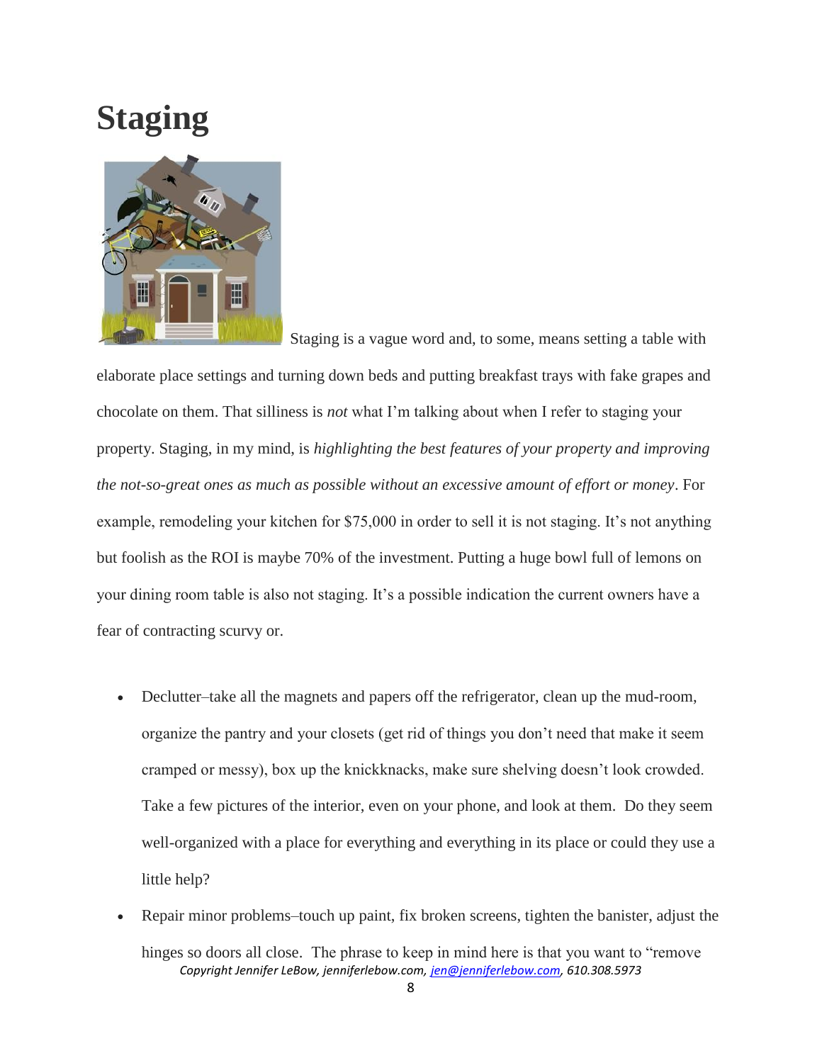# Staging

Staging is a vague word and, to some, means setting a table with elaborate place settings and turning down beds and putting breakfast trays with fake grapes and chocolate on them. That silliness is *not* what I'm talking about when I refer to staging your property. Staging, in my mind, is *highlighting the best features of your property and improving the not-so-great ones as much as possible without an excessive amount of effort or money*. For example, remodeling your kitchen for $75,000 in order to sell it is not staging. It's not anything but foolish as the ROI is maybe 70% of the investment. Putting a huge bowl full of lemons on your dining room table is also not staging. It's a possible indication the current owners have a fear of contracting scurvy or.

- Declutter–take all the magnets and papers off the refrigerator, clean up the mud-room, organize the pantry and your closets (get rid of things you don't need that make it seem cramped or messy), box up the knickknacks, make sure shelving doesn't look crowded. Take a few pictures of the interior, even on your phone, and look at them. Do they seem well-organized with a place for everything and everything in its place or could they use a little help?
- Repair minor problems–touch up paint, fix broken screens, tighten the banister, adjust the hinges so doors all close. The phrase to keep in mind here is that you want to "remove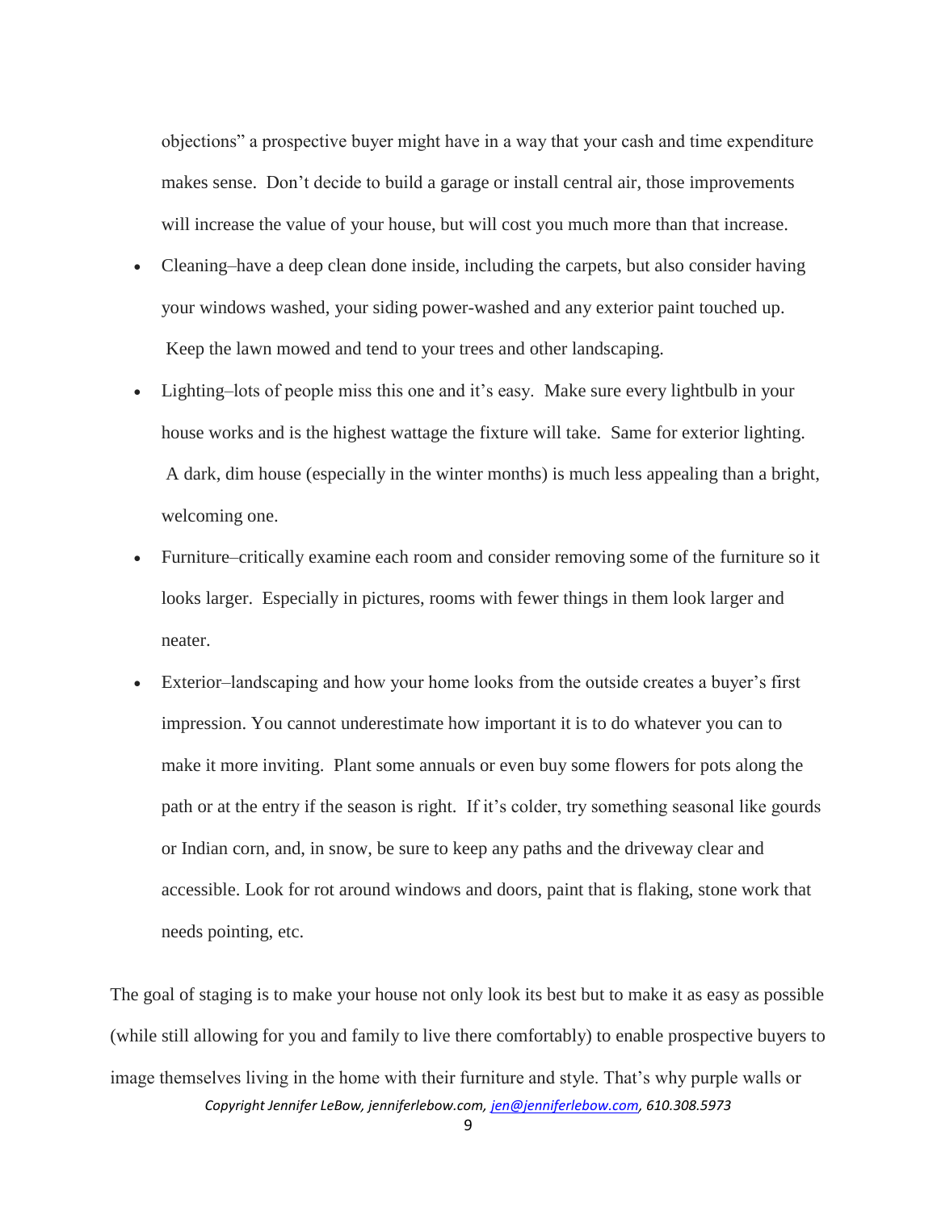objections" a prospective buyer might have in a way that your cash and time expenditure makes sense. Don't decide to build a garage or install central air, those improvements will increase the value of your house, but will cost you much more than that increase.

- Cleaning–have a deep clean done inside, including the carpets, but also consider having your windows washed, your siding power-washed and any exterior paint touched up. Keep the lawn mowed and tend to your trees and other landscaping.
- Lighting–lots of people miss this one and it's easy. Make sure every lightbulb in your house works and is the highest wattage the fixture will take. Same for exterior lighting. A dark, dim house (especially in the winter months) is much less appealing than a bright, welcoming one.
- Furniture–critically examine each room and consider removing some of the furniture so it looks larger. Especially in pictures, rooms with fewer things in them look larger and neater.
- Exterior–landscaping and how your home looks from the outside creates a buyer's first impression. You cannot underestimate how important it is to do whatever you can to make it more inviting. Plant some annuals or even buy some flowers for pots along the path or at the entry if the season is right. If it's colder, try something seasonal like gourds or Indian corn, and, in snow, be sure to keep any paths and the driveway clear and accessible. Look for rot around windows and doors, paint that is flaking, stone work that needs pointing, etc.

The goal of staging is to make your house not only look its best but to make it as easy as possible (while still allowing for you and family to live there comfortably) to enable prospective buyers to image themselves living in the home with their furniture and style. That's why purple walls or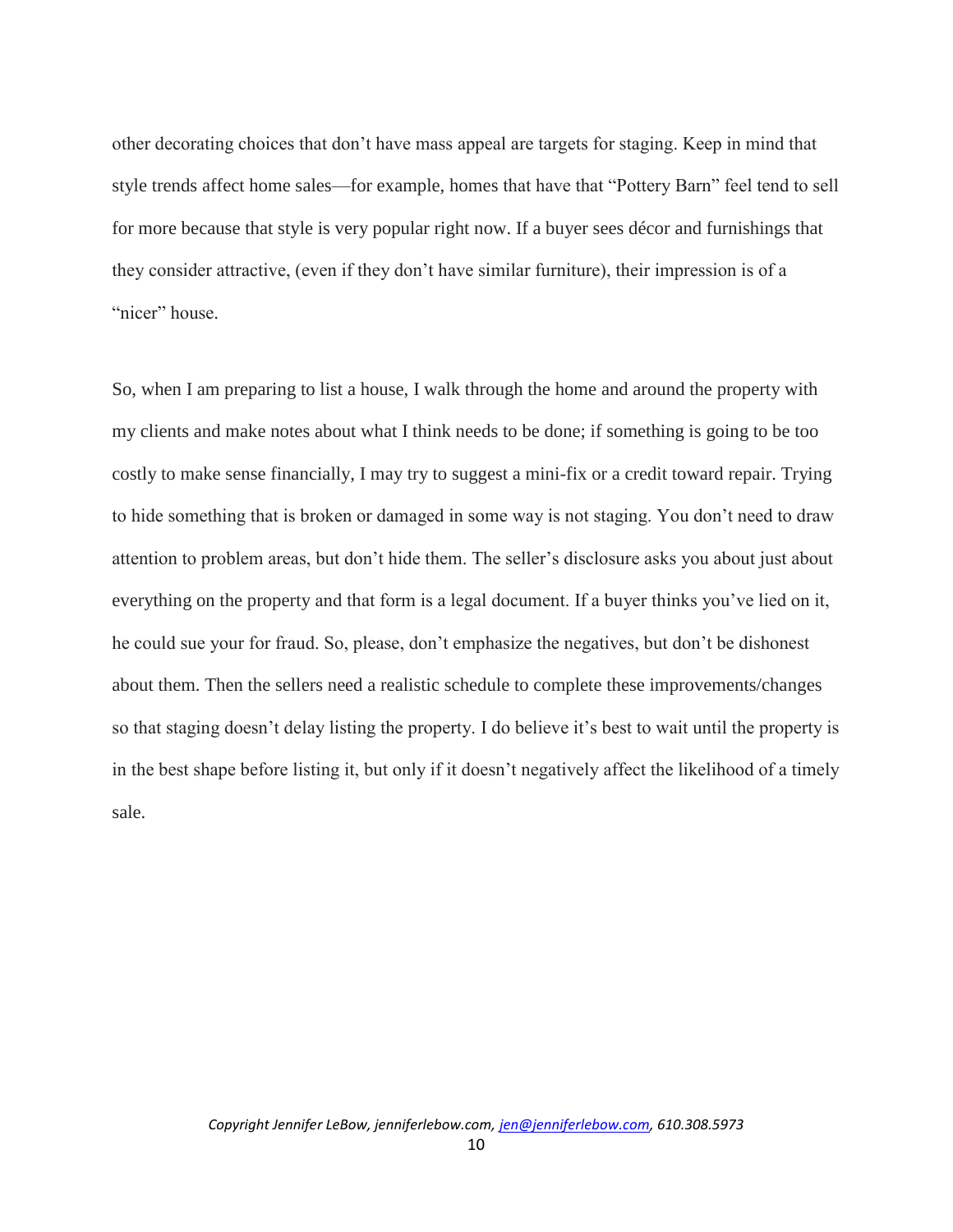other decorating choices that don't have mass appeal are targets for staging. Keep in mind that style trends affect home sales—for example, homes that have that "Pottery Barn" feel tend to sell for more because that style is very popular right now. If a buyer sees décor and furnishings that they consider attractive, (even if they don't have similar furniture), their impression is of a "nicer" house.

So, when I am preparing to list a house, I walk through the home and around the property with my clients and make notes about what I think needs to be done; if something is going to be too costly to make sense financially, I may try to suggest a mini-fix or a credit toward repair. Trying to hide something that is broken or damaged in some way is not staging. You don't need to draw attention to problem areas, but don't hide them. The seller's disclosure asks you about just about everything on the property and that form is a legal document. If a buyer thinks you've lied on it, he could sue your for fraud. So, please, don't emphasize the negatives, but don't be dishonest about them. Then the sellers need a realistic schedule to complete these improvements/changes so that staging doesn't delay listing the property. I do believe it's best to wait until the property is in the best shape before listing it, but only if it doesn't negatively affect the likelihood of a timely sale.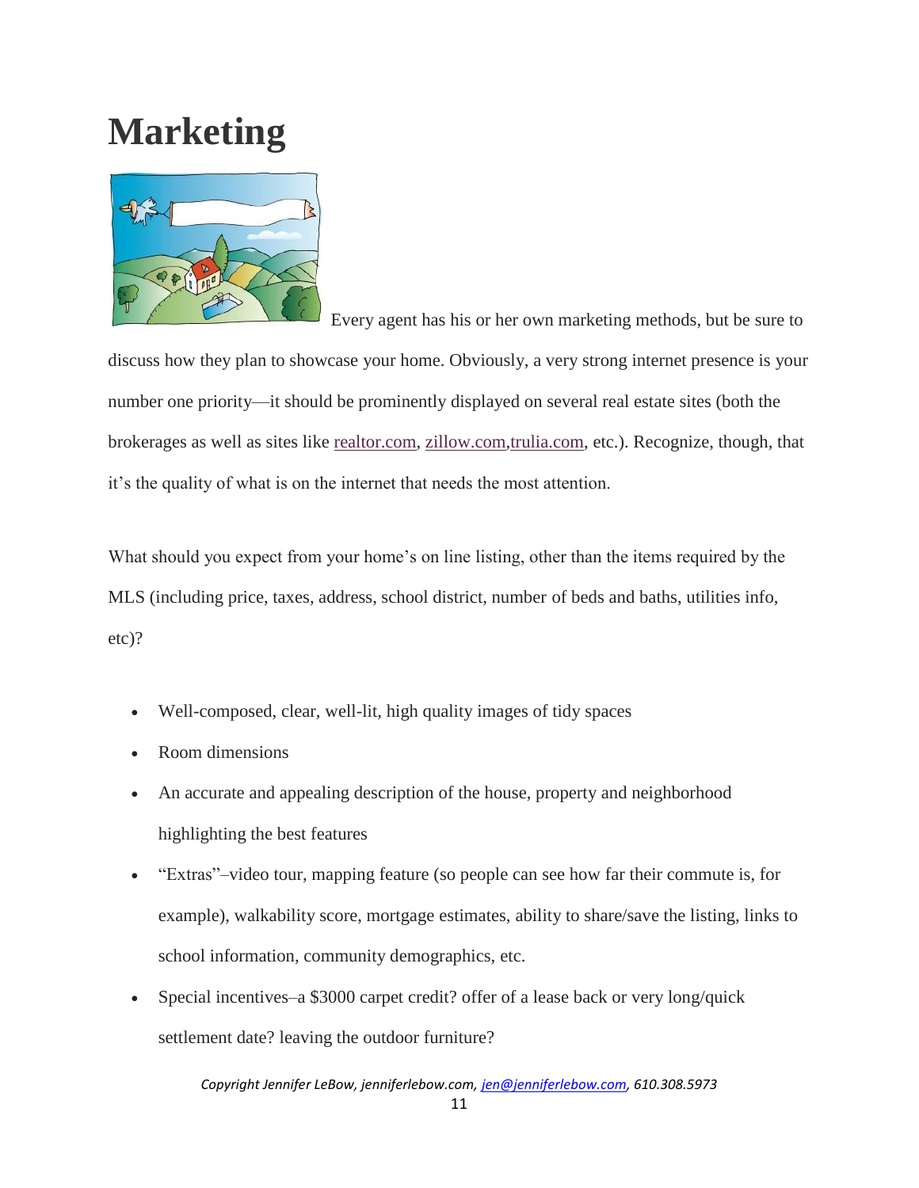# Marketing

Every agent has his or her own marketing methods, but be sure to discuss how they plan to showcase your home. Obviously, a very strong internet presence is your number one priority—it should be prominently displayed on several real estate sites (both the brokerages as well as sites like realtor.com, zillow.com,trulia.com, etc.). Recognize, though, that it's the quality of what is on the internet that needs the most attention.

What should you expect from your home's on line listing, other than the items required by the MLS (including price, taxes, address, school district, number of beds and baths, utilities info, etc)?

- Well-composed, clear, well-lit, high quality images of tidy spaces
- Room dimensions
- An accurate and appealing description of the house, property and neighborhood highlighting the best features
- "Extras"–video tour, mapping feature (so people can see how far their commute is, for example), walkability score, mortgage estimates, ability to share/save the listing, links to school information, community demographics, etc.
- Special incentives–a $3000 carpet credit? offer of a lease back or very long/quick settlement date? leaving the outdoor furniture?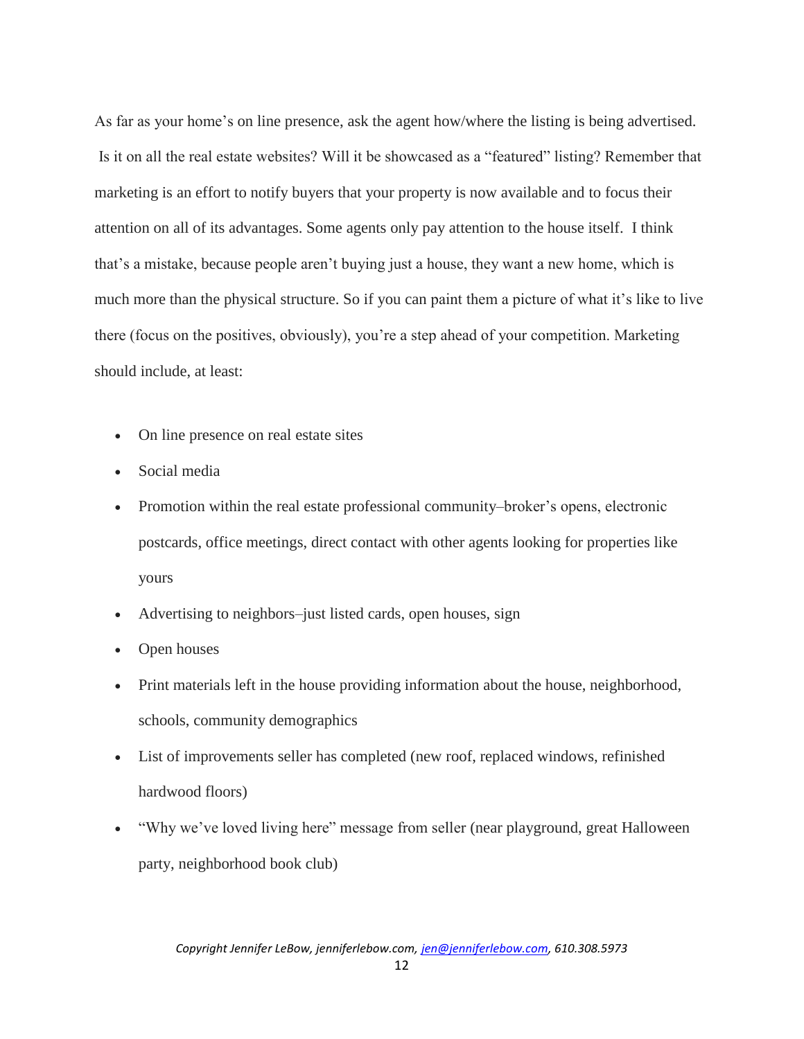As far as your home's on line presence, ask the agent how/where the listing is being advertised. Is it on all the real estate websites? Will it be showcased as a "featured" listing? Remember that marketing is an effort to notify buyers that your property is now available and to focus their attention on all of its advantages. Some agents only pay attention to the house itself. I think that's a mistake, because people aren't buying just a house, they want a new home, which is much more than the physical structure. So if you can paint them a picture of what it's like to live there (focus on the positives, obviously), you're a step ahead of your competition. Marketing should include, at least:

- On line presence on real estate sites
- Social media
- Promotion within the real estate professional community–broker's opens, electronic postcards, office meetings, direct contact with other agents looking for properties like yours
- Advertising to neighbors–just listed cards, open houses, sign
- Open houses
- Print materials left in the house providing information about the house, neighborhood, schools, community demographics
- List of improvements seller has completed (new roof, replaced windows, refinished hardwood floors)
- "Why we've loved living here" message from seller (near playground, great Halloween party, neighborhood book club)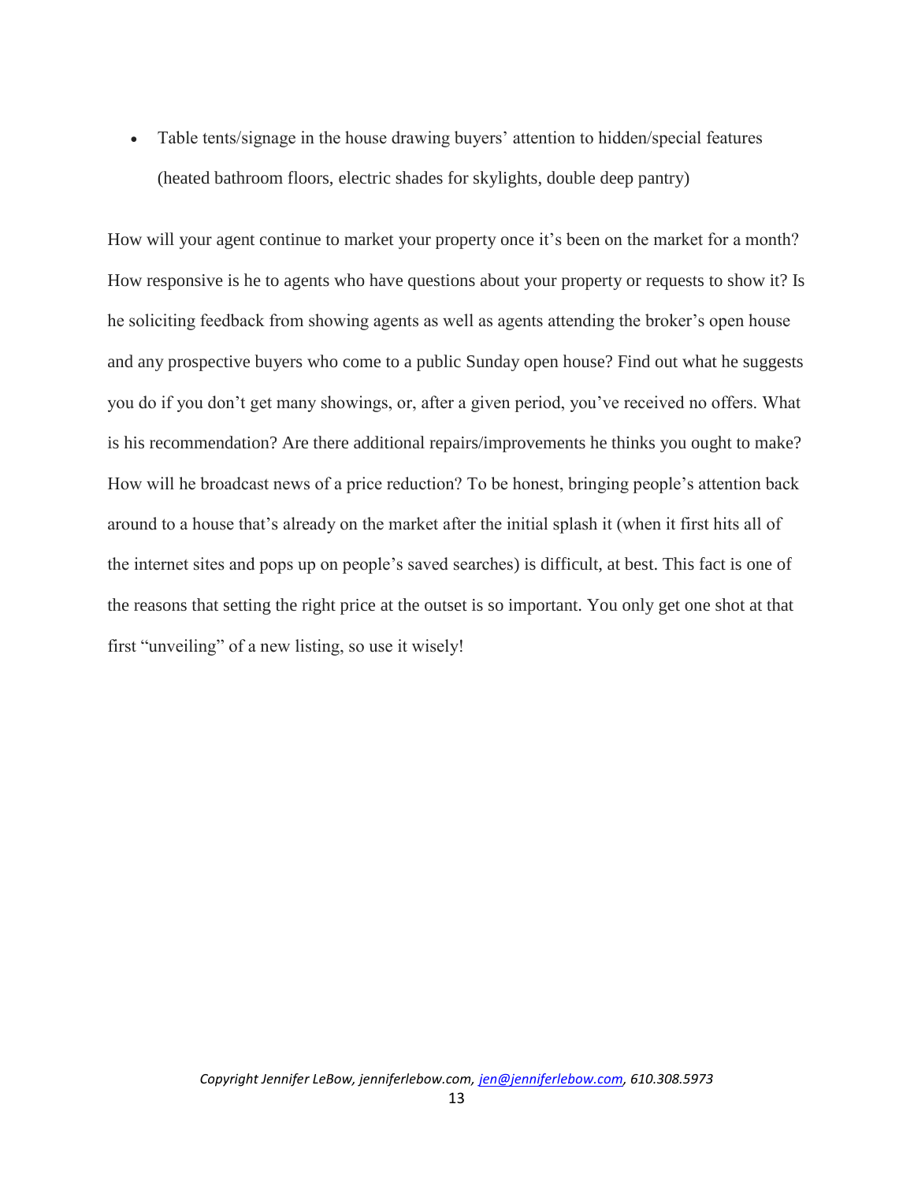- Table tents/signage in the house drawing buyers' attention to hidden/special features (heated bathroom floors, electric shades for skylights, double deep pantry)

How will your agent continue to market your property once it's been on the market for a month? How responsive is he to agents who have questions about your property or requests to show it? Is he soliciting feedback from showing agents as well as agents attending the broker's open house and any prospective buyers who come to a public Sunday open house? Find out what he suggests you do if you don't get many showings, or, after a given period, you've received no offers. What is his recommendation? Are there additional repairs/improvements he thinks you ought to make? How will he broadcast news of a price reduction? To be honest, bringing people's attention back around to a house that's already on the market after the initial splash it (when it first hits all of the internet sites and pops up on people's saved searches) is difficult, at best. This fact is one of the reasons that setting the right price at the outset is so important. You only get one shot at that first "unveiling" of a new listing, so use it wisely!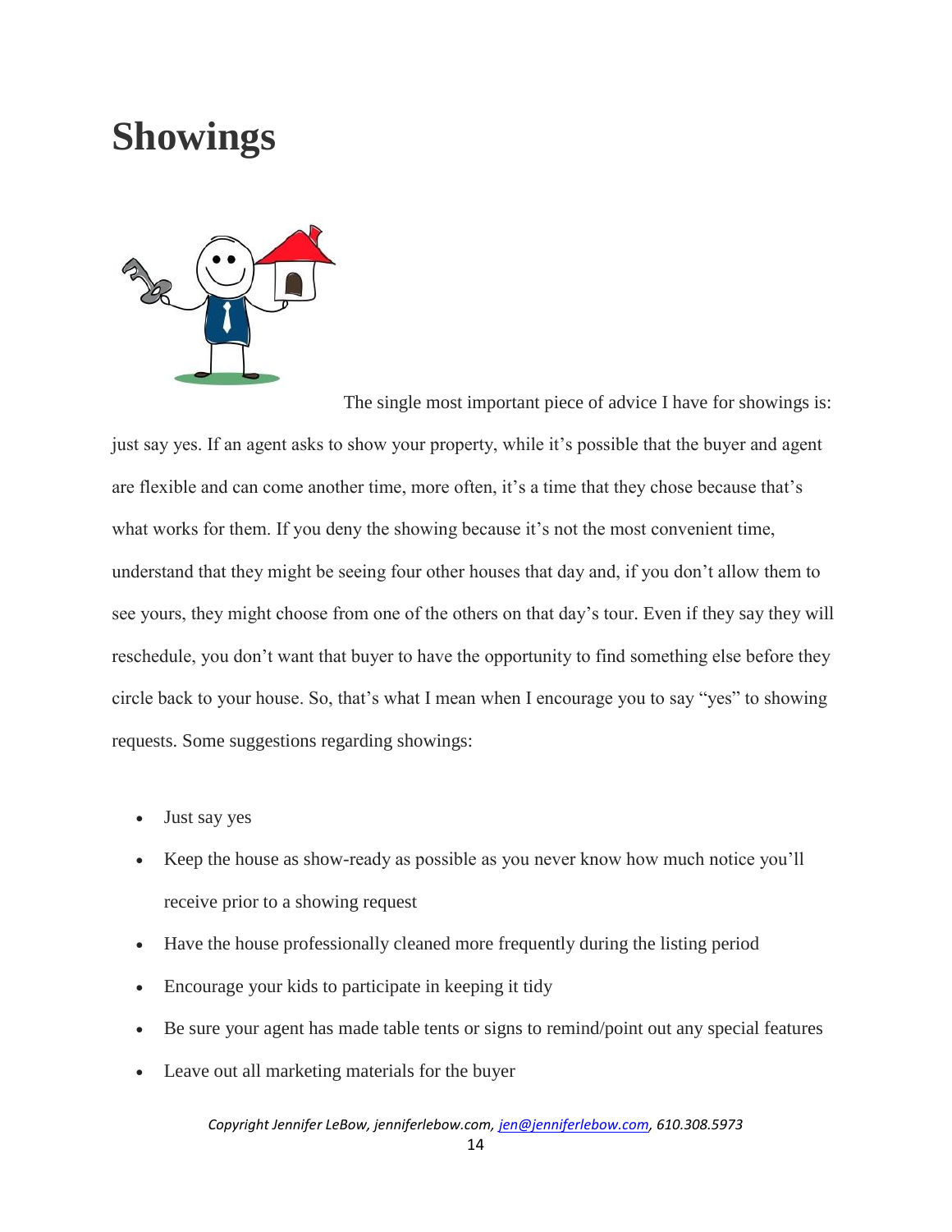# Showings

The single most important piece of advice I have for showings is: just say yes. If an agent asks to show your property, while it's possible that the buyer and agent are flexible and can come another time, more often, it's a time that they chose because that's what works for them. If you deny the showing because it's not the most convenient time, understand that they might be seeing four other houses that day and, if you don't allow them to see yours, they might choose from one of the others on that day's tour. Even if they say they will reschedule, you don't want that buyer to have the opportunity to find something else before they circle back to your house. So, that's what I mean when I encourage you to say "yes" to showing requests. Some suggestions regarding showings:

- Just say yes
- Keep the house as show-ready as possible as you never know how much notice you'll receive prior to a showing request
- Have the house professionally cleaned more frequently during the listing period
- Encourage your kids to participate in keeping it tidy
- Be sure your agent has made table tents or signs to remind/point out any special features
- Leave out all marketing materials for the buyer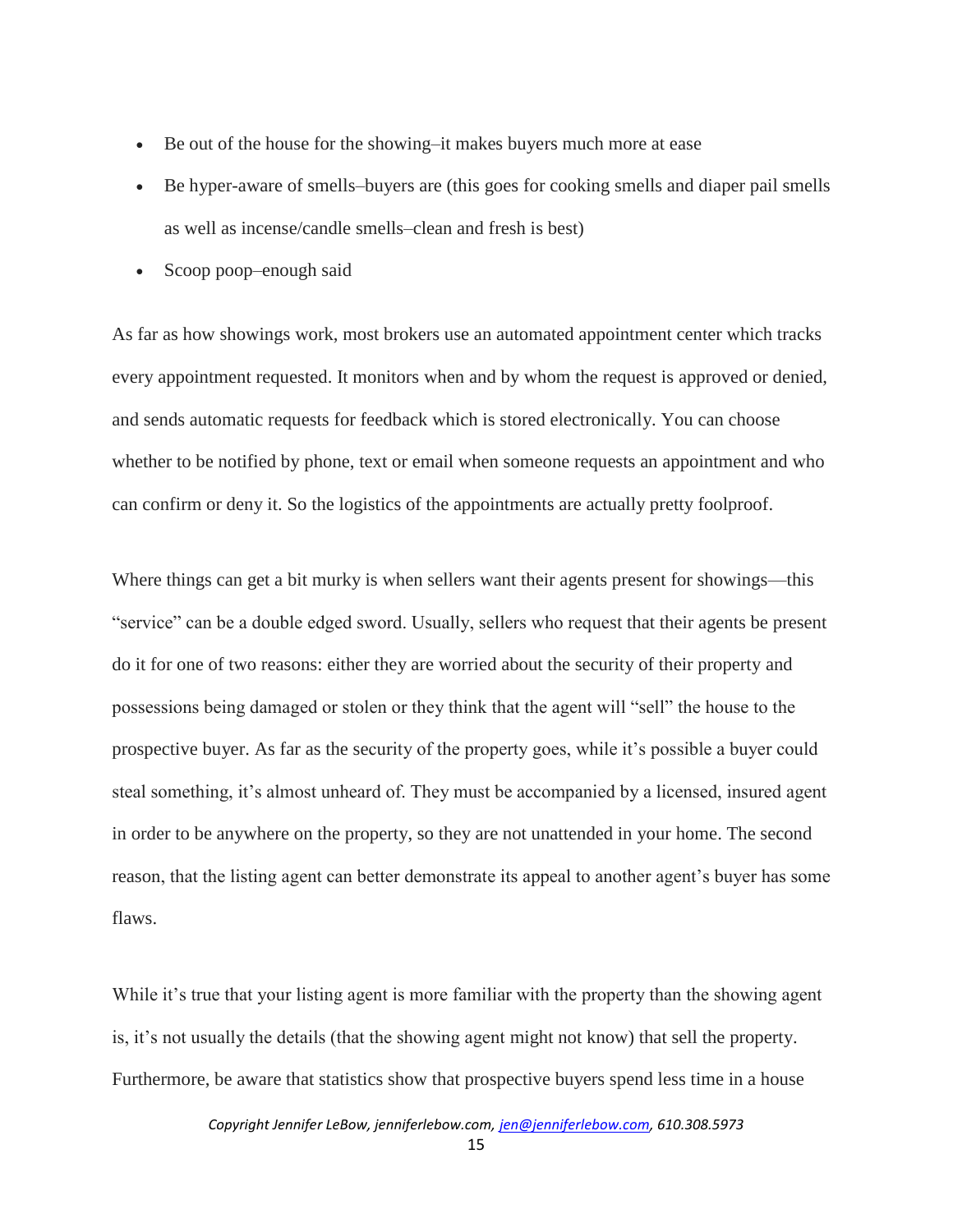- Be out of the house for the showing–it makes buyers much more at ease
- Be hyper-aware of smells–buyers are (this goes for cooking smells and diaper pail smells as well as incense/candle smells–clean and fresh is best)
- Scoop poop–enough said

As far as how showings work, most brokers use an automated appointment center which tracks every appointment requested. It monitors when and by whom the request is approved or denied, and sends automatic requests for feedback which is stored electronically. You can choose whether to be notified by phone, text or email when someone requests an appointment and who can confirm or deny it. So the logistics of the appointments are actually pretty foolproof.

Where things can get a bit murky is when sellers want their agents present for showings—this "service" can be a double edged sword. Usually, sellers who request that their agents be present do it for one of two reasons: either they are worried about the security of their property and possessions being damaged or stolen or they think that the agent will "sell" the house to the prospective buyer. As far as the security of the property goes, while it's possible a buyer could steal something, it's almost unheard of. They must be accompanied by a licensed, insured agent in order to be anywhere on the property, so they are not unattended in your home. The second reason, that the listing agent can better demonstrate its appeal to another agent's buyer has some flaws.

While it's true that your listing agent is more familiar with the property than the showing agent is, it's not usually the details (that the showing agent might not know) that sell the property. Furthermore, be aware that statistics show that prospective buyers spend less time in a house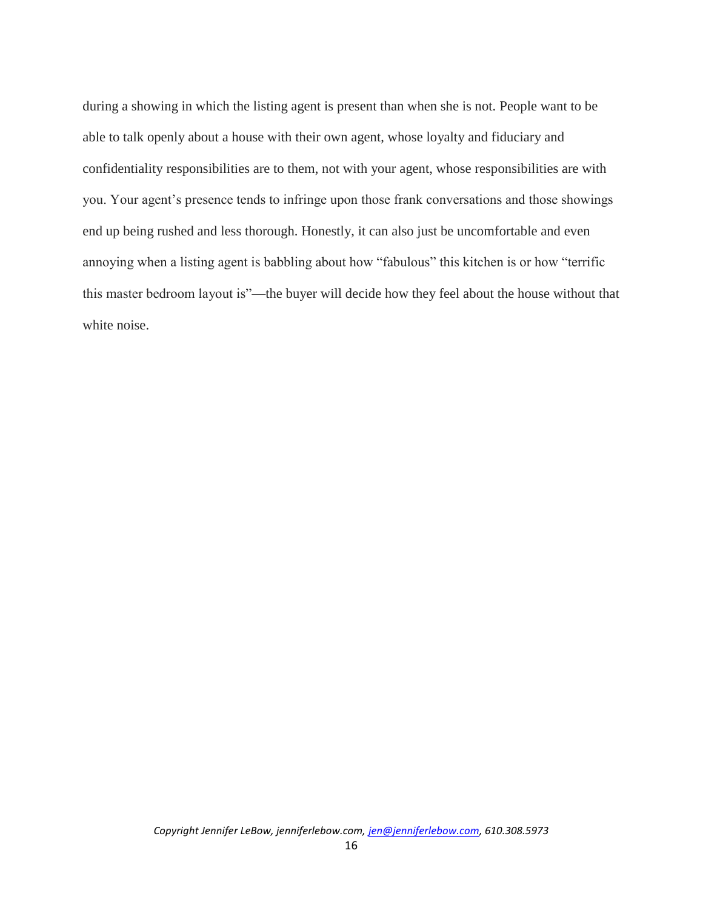during a showing in which the listing agent is present than when she is not. People want to be able to talk openly about a house with their own agent, whose loyalty and fiduciary and confidentiality responsibilities are to them, not with your agent, whose responsibilities are with you. Your agent's presence tends to infringe upon those frank conversations and those showings end up being rushed and less thorough. Honestly, it can also just be uncomfortable and even annoying when a listing agent is babbling about how "fabulous" this kitchen is or how "terrific this master bedroom layout is"—the buyer will decide how they feel about the house without that white noise.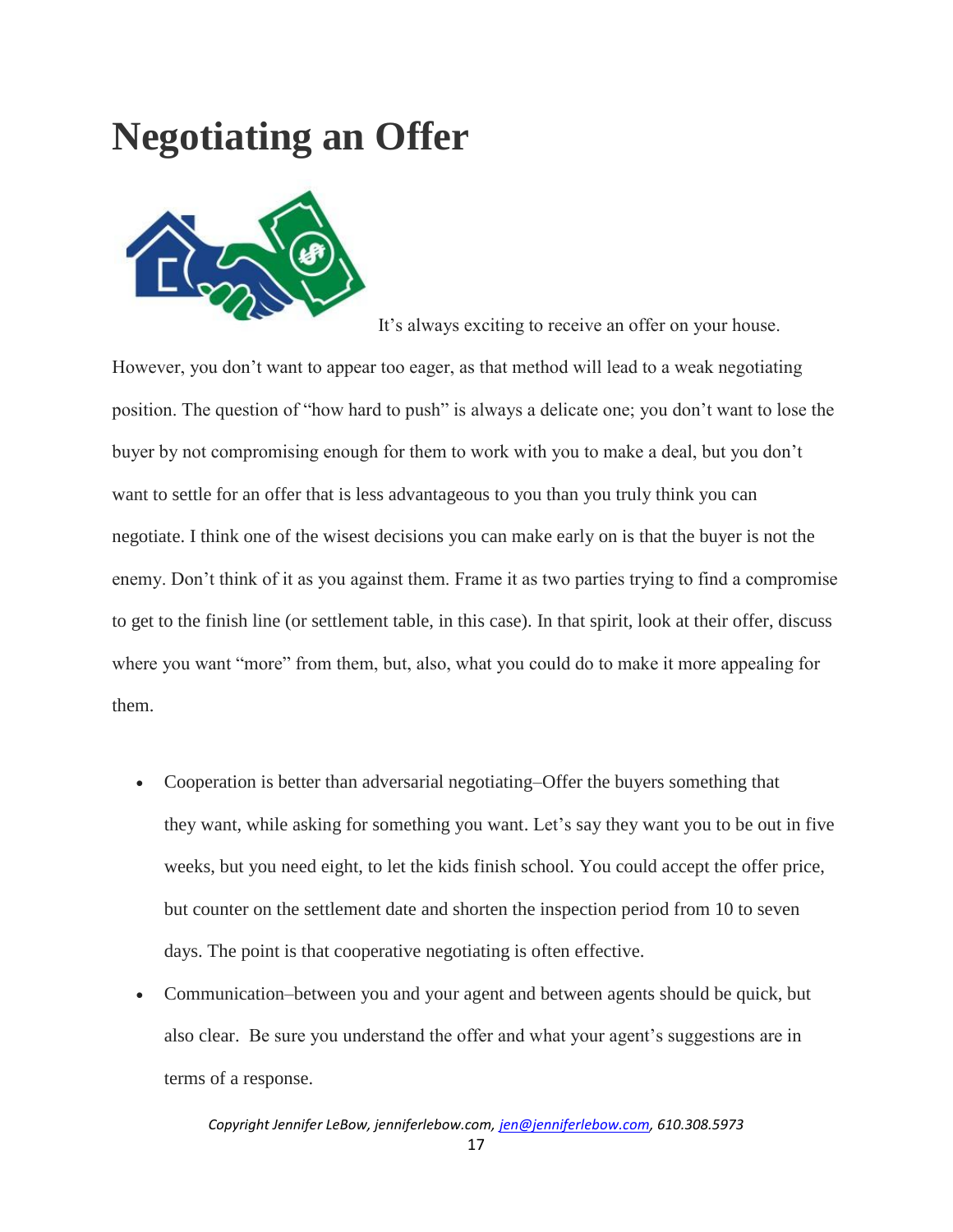# Negotiating an Offer

It's always exciting to receive an offer on your house. However, you don't want to appear too eager, as that method will lead to a weak negotiating position. The question of "how hard to push" is always a delicate one; you don't want to lose the buyer by not compromising enough for them to work with you to make a deal, but you don't want to settle for an offer that is less advantageous to you than you truly think you can negotiate. I think one of the wisest decisions you can make early on is that the buyer is not the enemy. Don't think of it as you against them. Frame it as two parties trying to find a compromise to get to the finish line (or settlement table, in this case). In that spirit, look at their offer, discuss where you want "more" from them, but, also, what you could do to make it more appealing for them.

- Cooperation is better than adversarial negotiating–Offer the buyers something that they want, while asking for something you want. Let's say they want you to be out in five weeks, but you need eight, to let the kids finish school. You could accept the offer price, but counter on the settlement date and shorten the inspection period from 10 to seven days. The point is that cooperative negotiating is often effective.
- Communication–between you and your agent and between agents should be quick, but also clear. Be sure you understand the offer and what your agent's suggestions are in terms of a response.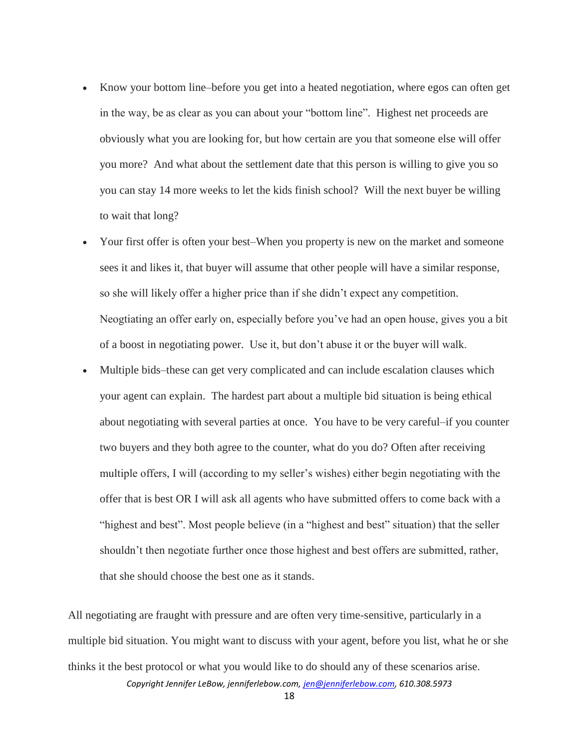- Know your bottom line–before you get into a heated negotiation, where egos can often get in the way, be as clear as you can about your "bottom line". Highest net proceeds are obviously what you are looking for, but how certain are you that someone else will offer you more? And what about the settlement date that this person is willing to give you so you can stay 14 more weeks to let the kids finish school? Will the next buyer be willing to wait that long?
- Your first offer is often your best–When you property is new on the market and someone sees it and likes it, that buyer will assume that other people will have a similar response, so she will likely offer a higher price than if she didn't expect any competition. Neogtiating an offer early on, especially before you've had an open house, gives you a bit of a boost in negotiating power. Use it, but don't abuse it or the buyer will walk.
- Multiple bids–these can get very complicated and can include escalation clauses which your agent can explain. The hardest part about a multiple bid situation is being ethical about negotiating with several parties at once. You have to be very careful–if you counter two buyers and they both agree to the counter, what do you do? Often after receiving multiple offers, I will (according to my seller's wishes) either begin negotiating with the offer that is best OR I will ask all agents who have submitted offers to come back with a "highest and best". Most people believe (in a "highest and best" situation) that the seller shouldn't then negotiate further once those highest and best offers are submitted, rather, that she should choose the best one as it stands.

All negotiating are fraught with pressure and are often very time-sensitive, particularly in a multiple bid situation. You might want to discuss with your agent, before you list, what he or she thinks it the best protocol or what you would like to do should any of these scenarios arise.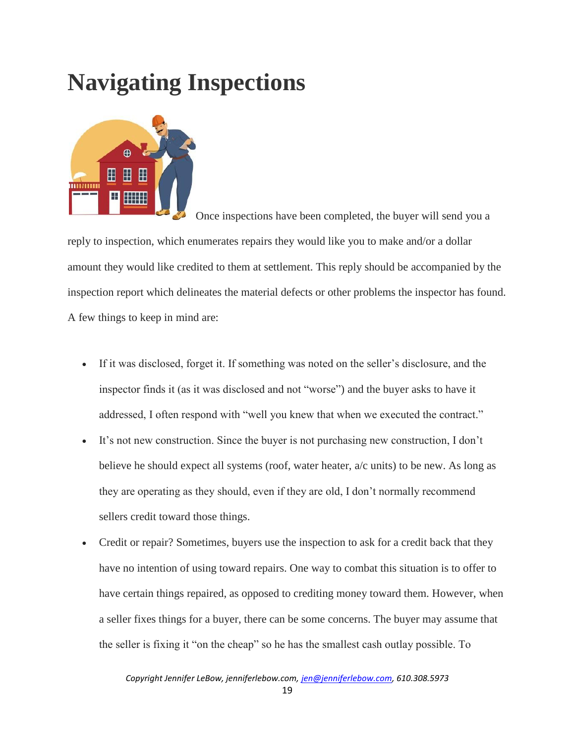# Navigating Inspections

Once inspections have been completed, the buyer will send you a reply to inspection, which enumerates repairs they would like you to make and/or a dollar amount they would like credited to them at settlement. This reply should be accompanied by the inspection report which delineates the material defects or other problems the inspector has found. A few things to keep in mind are:

- If it was disclosed, forget it. If something was noted on the seller's disclosure, and the inspector finds it (as it was disclosed and not "worse") and the buyer asks to have it addressed, I often respond with "well you knew that when we executed the contract."
- It's not new construction. Since the buyer is not purchasing new construction, I don't believe he should expect all systems (roof, water heater, a/c units) to be new. As long as they are operating as they should, even if they are old, I don't normally recommend sellers credit toward those things.
- Credit or repair? Sometimes, buyers use the inspection to ask for a credit back that they have no intention of using toward repairs. One way to combat this situation is to offer to have certain things repaired, as opposed to crediting money toward them. However, when a seller fixes things for a buyer, there can be some concerns. The buyer may assume that the seller is fixing it "on the cheap" so he has the smallest cash outlay possible. To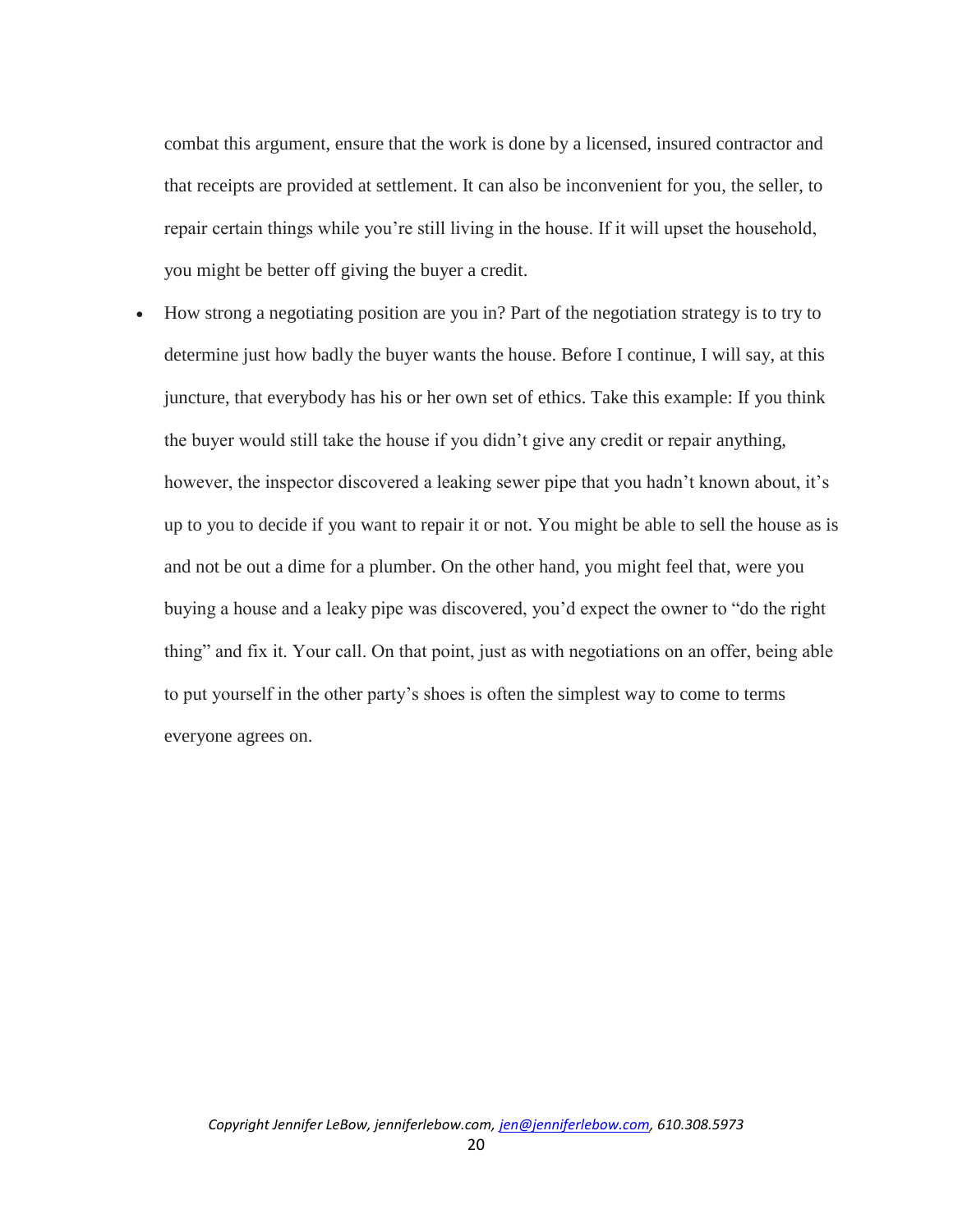combat this argument, ensure that the work is done by a licensed, insured contractor and that receipts are provided at settlement. It can also be inconvenient for you, the seller, to repair certain things while you're still living in the house. If it will upset the household, you might be better off giving the buyer a credit.

- How strong a negotiating position are you in? Part of the negotiation strategy is to try to determine just how badly the buyer wants the house. Before I continue, I will say, at this juncture, that everybody has his or her own set of ethics. Take this example: If you think the buyer would still take the house if you didn't give any credit or repair anything, however, the inspector discovered a leaking sewer pipe that you hadn't known about, it's up to you to decide if you want to repair it or not. You might be able to sell the house as is and not be out a dime for a plumber. On the other hand, you might feel that, were you buying a house and a leaky pipe was discovered, you'd expect the owner to "do the right thing" and fix it. Your call. On that point, just as with negotiations on an offer, being able to put yourself in the other party's shoes is often the simplest way to come to terms everyone agrees on.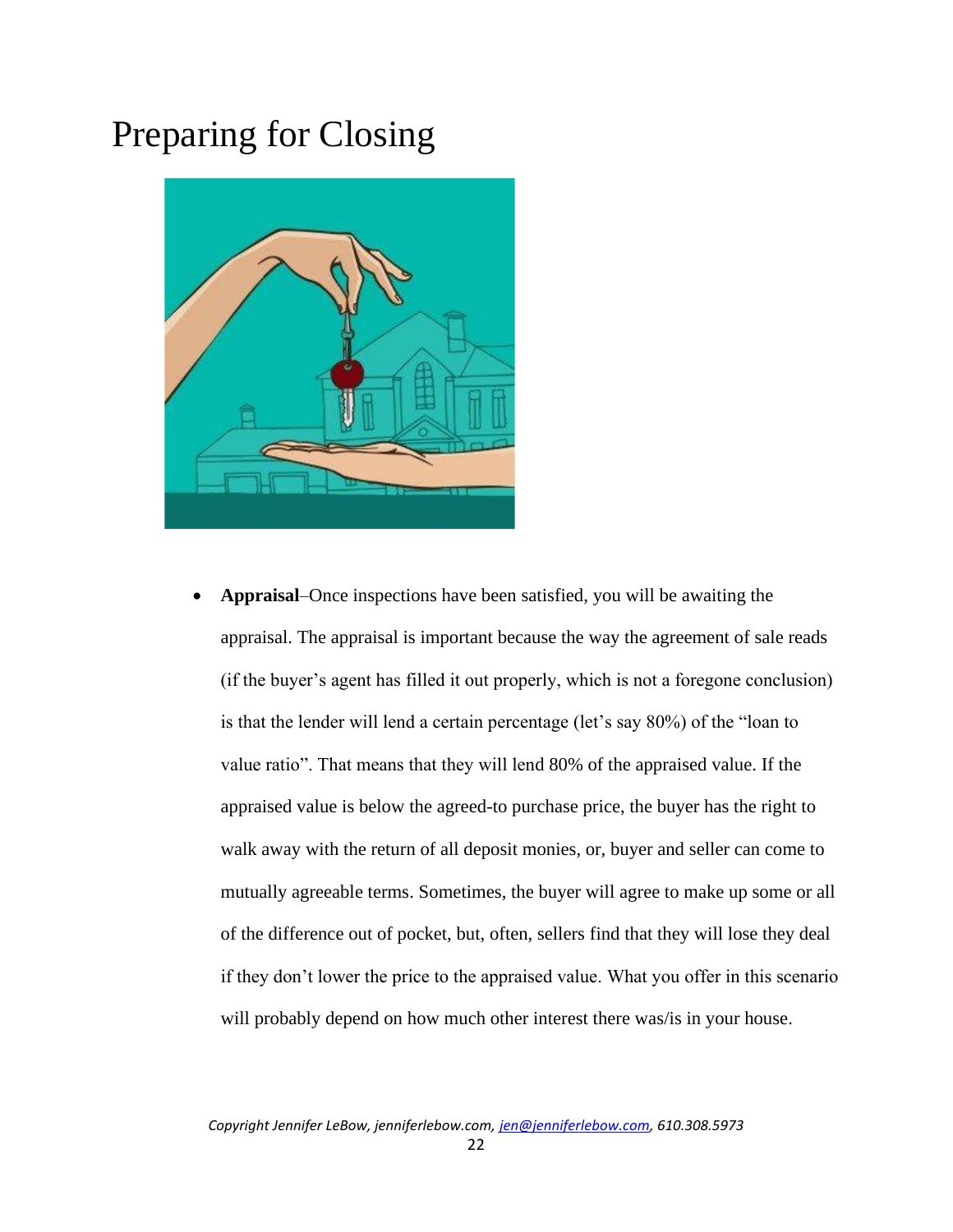# Preparing for Closing

- **Appraisal**–Once inspections have been satisfied, you will be awaiting the appraisal. The appraisal is important because the way the agreement of sale reads (if the buyer's agent has filled it out properly, which is not a foregone conclusion) is that the lender will lend a certain percentage (let's say 80%) of the "loan to value ratio". That means that they will lend 80% of the appraised value. If the appraised value is below the agreed-to purchase price, the buyer has the right to walk away with the return of all deposit monies, or, buyer and seller can come to mutually agreeable terms. Sometimes, the buyer will agree to make up some or all of the difference out of pocket, but, often, sellers find that they will lose they deal if they don't lower the price to the appraised value. What you offer in this scenario will probably depend on how much other interest there was/is in your house.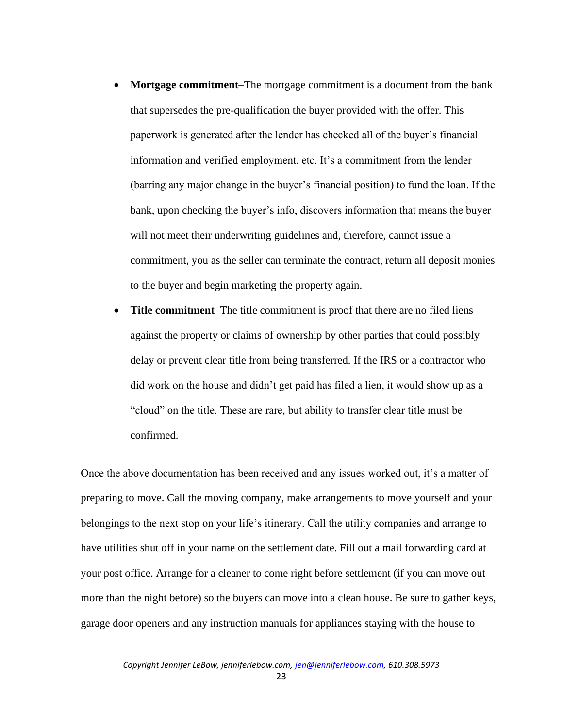- **Mortgage commitment**–The mortgage commitment is a document from the bank that supersedes the pre-qualification the buyer provided with the offer. This paperwork is generated after the lender has checked all of the buyer's financial information and verified employment, etc. It's a commitment from the lender (barring any major change in the buyer's financial position) to fund the loan. If the bank, upon checking the buyer's info, discovers information that means the buyer will not meet their underwriting guidelines and, therefore, cannot issue a commitment, you as the seller can terminate the contract, return all deposit monies to the buyer and begin marketing the property again.
- **Title commitment**–The title commitment is proof that there are no filed liens against the property or claims of ownership by other parties that could possibly delay or prevent clear title from being transferred. If the IRS or a contractor who did work on the house and didn't get paid has filed a lien, it would show up as a "cloud" on the title. These are rare, but ability to transfer clear title must be confirmed.

Once the above documentation has been received and any issues worked out, it's a matter of preparing to move. Call the moving company, make arrangements to move yourself and your belongings to the next stop on your life's itinerary. Call the utility companies and arrange to have utilities shut off in your name on the settlement date. Fill out a mail forwarding card at your post office. Arrange for a cleaner to come right before settlement (if you can move out more than the night before) so the buyers can move into a clean house. Be sure to gather keys, garage door openers and any instruction manuals for appliances staying with the house to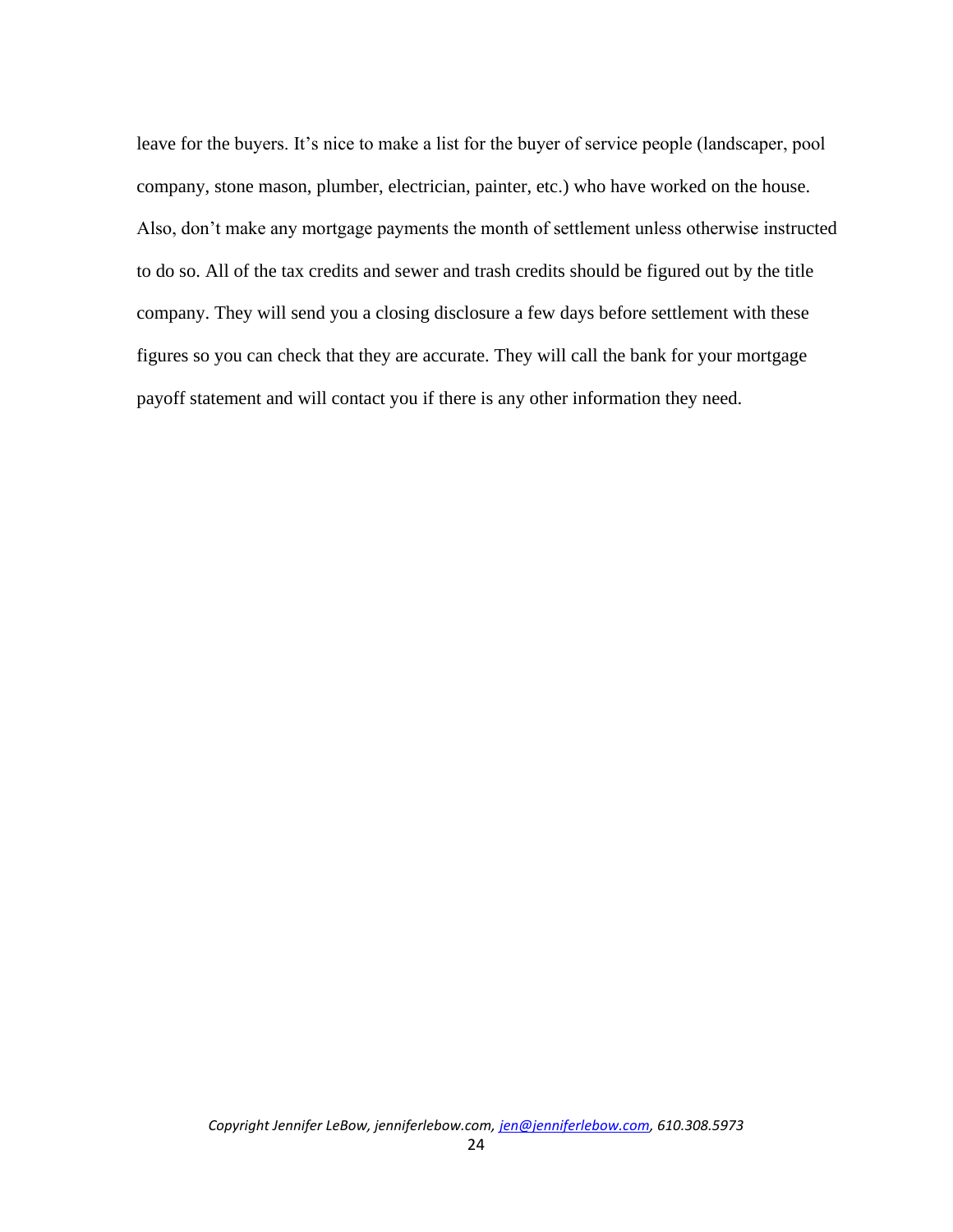leave for the buyers. It's nice to make a list for the buyer of service people (landscaper, pool company, stone mason, plumber, electrician, painter, etc.) who have worked on the house. Also, don't make any mortgage payments the month of settlement unless otherwise instructed to do so. All of the tax credits and sewer and trash credits should be figured out by the title company. They will send you a closing disclosure a few days before settlement with these figures so you can check that they are accurate. They will call the bank for your mortgage payoff statement and will contact you if there is any other information they need.